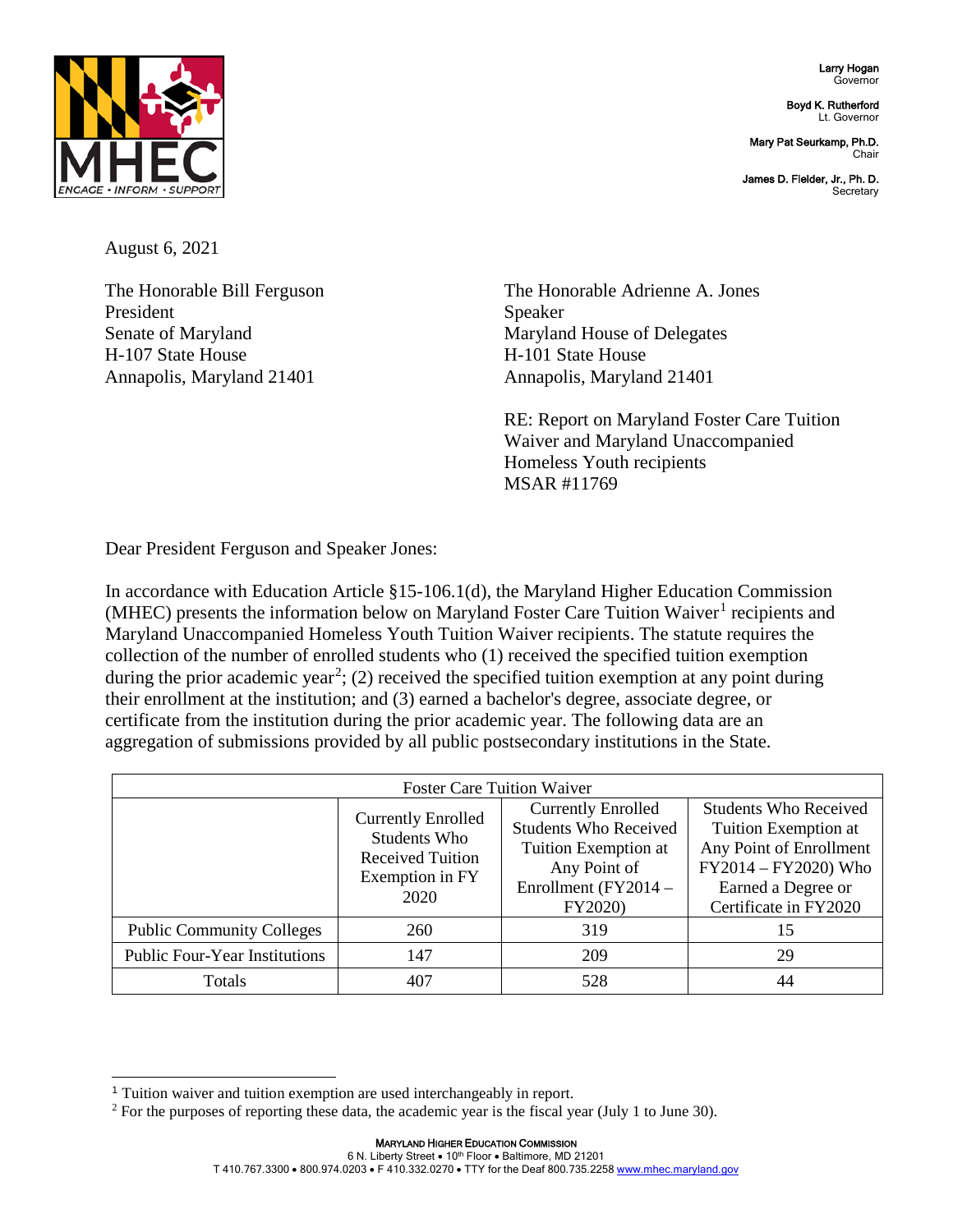Larry Hogan
Governor

Boyd K. Rutherford
Lt. Governor

Mary Pat Seurkamp, Ph.D.
Chair

James D. Fielder, Jr., Ph. D.
Secretary

August 6, 2021

The Honorable Bill Ferguson
President
Senate of Maryland
H-107 State House
Annapolis, Maryland 21401

The Honorable Adrienne A. Jones
Speaker
Maryland House of Delegates
H-101 State House
Annapolis, Maryland 21401

RE: Report on Maryland Foster Care Tuition Waiver and Maryland Unaccompanied Homeless Youth recipients
MSAR #11769

Dear President Ferguson and Speaker Jones:

In accordance with Education Article §15-106.1(d), the Maryland Higher Education Commission (MHEC) presents the information below on Maryland Foster Care Tuition Waiver[1] recipients and Maryland Unaccompanied Homeless Youth Tuition Waiver recipients. The statute requires the collection of the number of enrolled students who (1) received the specified tuition exemption during the prior academic year[2]; (2) received the specified tuition exemption at any point during their enrollment at the institution; and (3) earned a bachelor's degree, associate degree, or certificate from the institution during the prior academic year. The following data are an aggregation of submissions provided by all public postsecondary institutions in the State.

| Foster Care Tuition Waiver | | | |
|---|---|---|---|
| | Currently Enrolled Students Who Received Tuition Exemption in FY 2020 | Currently Enrolled Students Who Received Tuition Exemption at Any Point of Enrollment (FY2014 – FY2020) | Students Who Received Tuition Exemption at Any Point of Enrollment FY2014 – FY2020) Who Earned a Degree or Certificate in FY2020 |
| Public Community Colleges | 260 | 319 | 15 |
| Public Four-Year Institutions | 147 | 209 | 29 |
| Totals | 407 | 528 | 44 |

[1] Tuition waiver and tuition exemption are used interchangeably in report.
[2] For the purposes of reporting these data, the academic year is the fiscal year (July 1 to June 30).

MARYLAND HIGHER EDUCATION COMMISSION
6 N. Liberty Street • 10th Floor • Baltimore, MD 21201
T 410.767.3300 • 800.974.0203 • F 410.332.0270 • TTY for the Deaf 800.735.2258 www.mhec.maryland.gov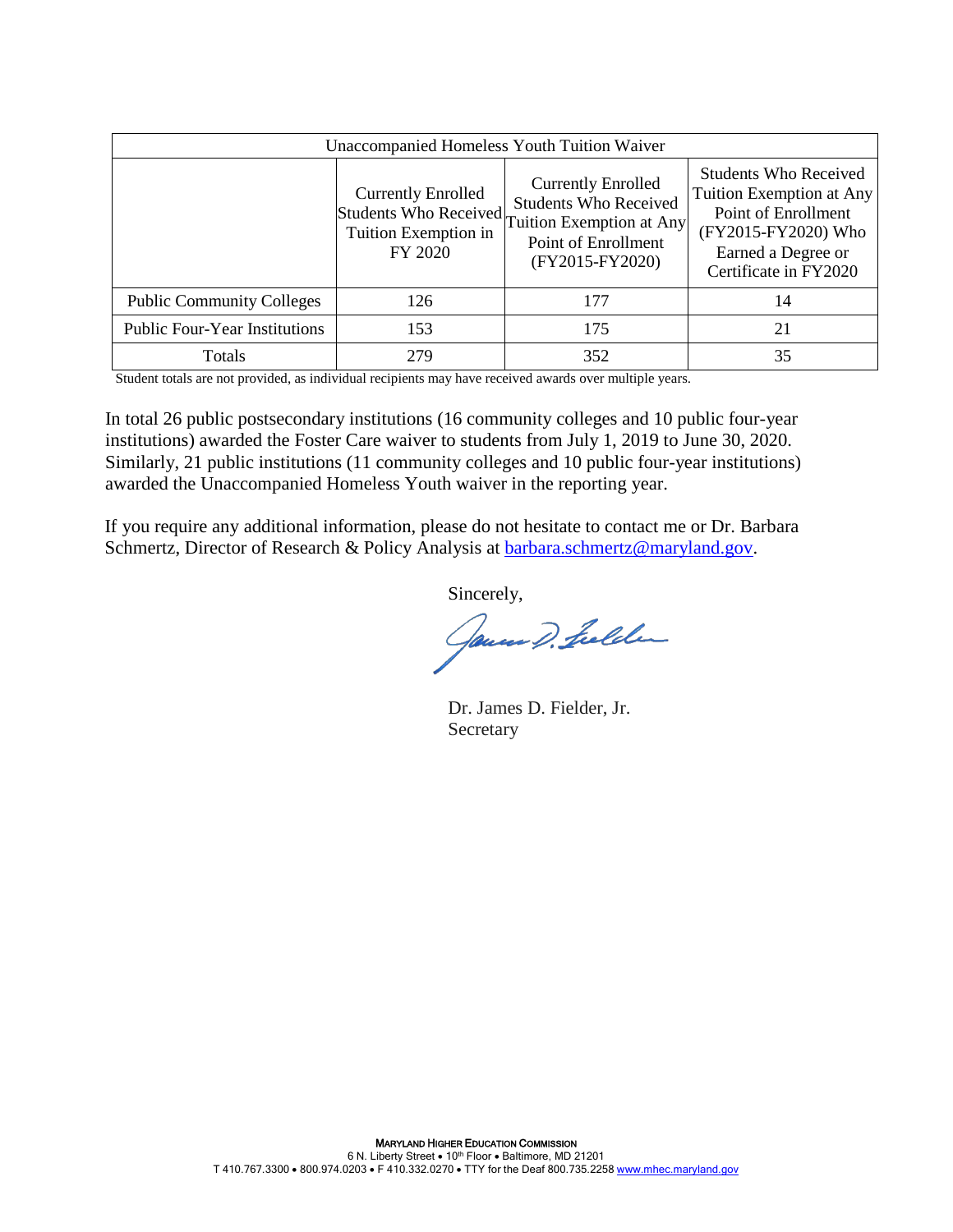| Unaccompanied Homeless Youth Tuition Waiver | | | |
|---|---|---|---|
| | Currently Enrolled Students Who Received Tuition Exemption in FY 2020 | Currently Enrolled Students Who Received Tuition Exemption at Any Point of Enrollment (FY2015-FY2020) | Students Who Received Tuition Exemption at Any Point of Enrollment (FY2015-FY2020) Who Earned a Degree or Certificate in FY2020 |
| Public Community Colleges | 126 | 177 | 14 |
| Public Four-Year Institutions | 153 | 175 | 21 |
| Totals | 279 | 352 | 35 |

Student totals are not provided, as individual recipients may have received awards over multiple years.

In total 26 public postsecondary institutions (16 community colleges and 10 public four-year institutions) awarded the Foster Care waiver to students from July 1, 2019 to June 30, 2020. Similarly, 21 public institutions (11 community colleges and 10 public four-year institutions) awarded the Unaccompanied Homeless Youth waiver in the reporting year.

If you require any additional information, please do not hesitate to contact me or Dr. Barbara Schmertz, Director of Research & Policy Analysis at barbara.schmertz@maryland.gov.

Sincerely,

Dr. James D. Fielder, Jr.
Secretary